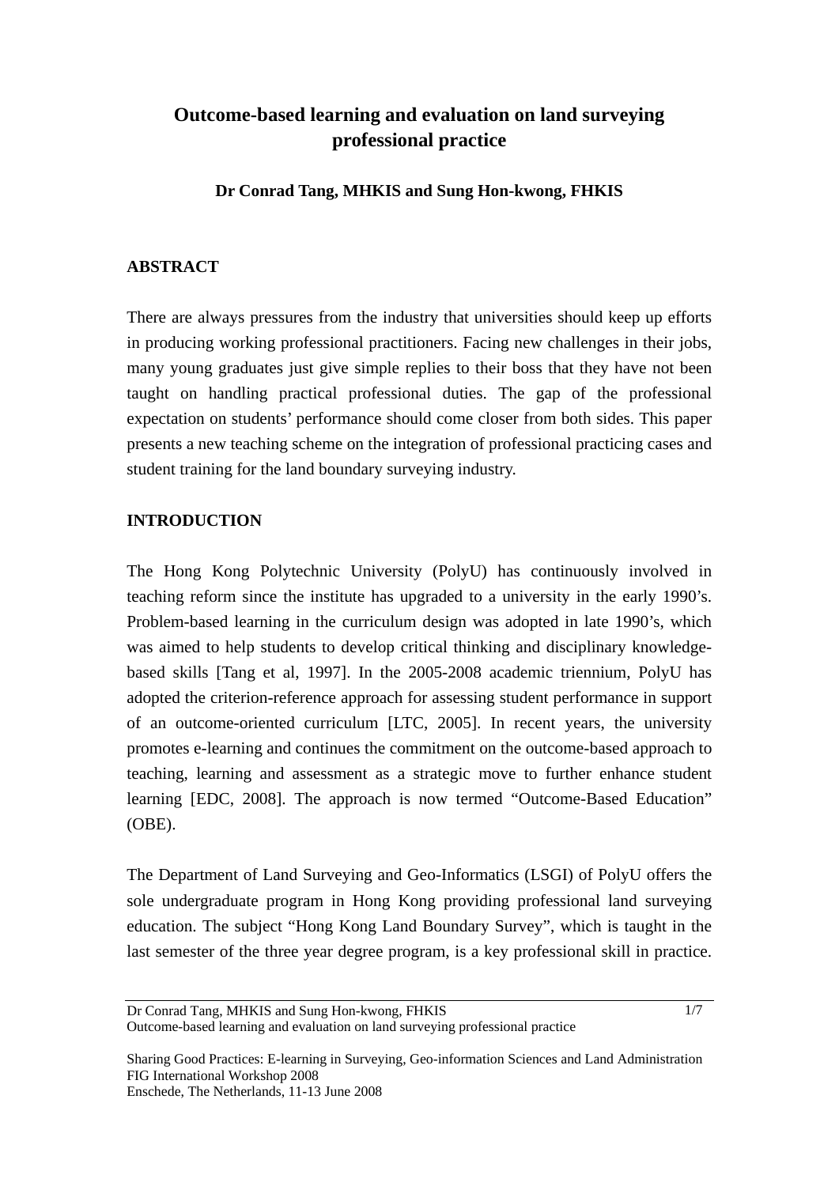# Outcome-based learning and evaluation on land surveying professional practice

**Dr Conrad Tang, MHKIS and Sung Hon-kwong, FHKIS**

## ABSTRACT

There are always pressures from the industry that universities should keep up efforts in producing working professional practitioners. Facing new challenges in their jobs, many young graduates just give simple replies to their boss that they have not been taught on handling practical professional duties. The gap of the professional expectation on students' performance should come closer from both sides. This paper presents a new teaching scheme on the integration of professional practicing cases and student training for the land boundary surveying industry.

## INTRODUCTION

The Hong Kong Polytechnic University (PolyU) has continuously involved in teaching reform since the institute has upgraded to a university in the early 1990's. Problem-based learning in the curriculum design was adopted in late 1990's, which was aimed to help students to develop critical thinking and disciplinary knowledge-based skills [Tang et al, 1997]. In the 2005-2008 academic triennium, PolyU has adopted the criterion-reference approach for assessing student performance in support of an outcome-oriented curriculum [LTC, 2005]. In recent years, the university promotes e-learning and continues the commitment on the outcome-based approach to teaching, learning and assessment as a strategic move to further enhance student learning [EDC, 2008]. The approach is now termed "Outcome-Based Education" (OBE).

The Department of Land Surveying and Geo-Informatics (LSGI) of PolyU offers the sole undergraduate program in Hong Kong providing professional land surveying education. The subject "Hong Kong Land Boundary Survey", which is taught in the last semester of the three year degree program, is a key professional skill in practice.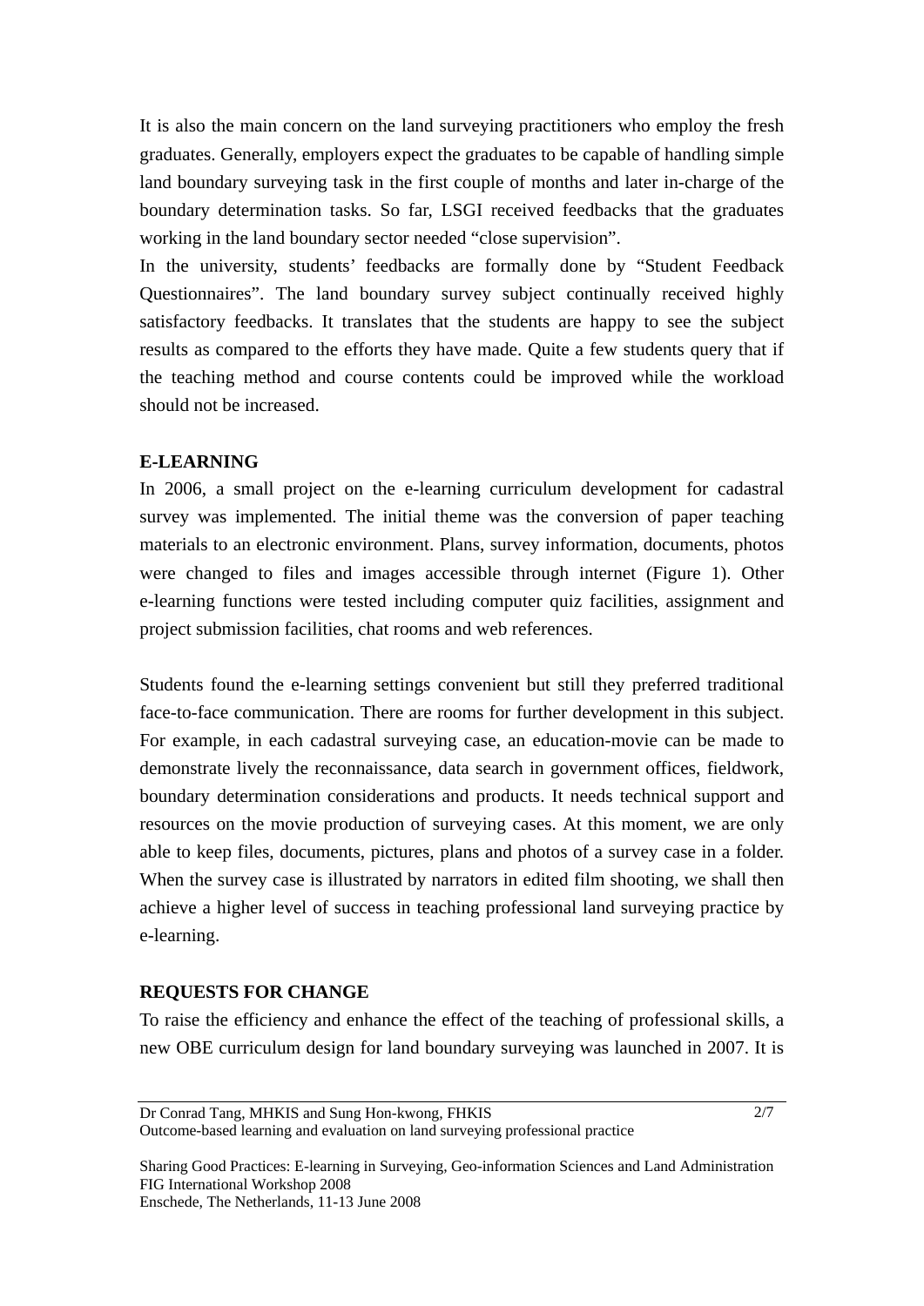It is also the main concern on the land surveying practitioners who employ the fresh graduates. Generally, employers expect the graduates to be capable of handling simple land boundary surveying task in the first couple of months and later in-charge of the boundary determination tasks. So far, LSGI received feedbacks that the graduates working in the land boundary sector needed "close supervision".

In the university, students' feedbacks are formally done by "Student Feedback Questionnaires". The land boundary survey subject continually received highly satisfactory feedbacks. It translates that the students are happy to see the subject results as compared to the efforts they have made. Quite a few students query that if the teaching method and course contents could be improved while the workload should not be increased.

## E-LEARNING

In 2006, a small project on the e-learning curriculum development for cadastral survey was implemented. The initial theme was the conversion of paper teaching materials to an electronic environment. Plans, survey information, documents, photos were changed to files and images accessible through internet (Figure 1). Other e-learning functions were tested including computer quiz facilities, assignment and project submission facilities, chat rooms and web references.

Students found the e-learning settings convenient but still they preferred traditional face-to-face communication. There are rooms for further development in this subject. For example, in each cadastral surveying case, an education-movie can be made to demonstrate lively the reconnaissance, data search in government offices, fieldwork, boundary determination considerations and products. It needs technical support and resources on the movie production of surveying cases. At this moment, we are only able to keep files, documents, pictures, plans and photos of a survey case in a folder. When the survey case is illustrated by narrators in edited film shooting, we shall then achieve a higher level of success in teaching professional land surveying practice by e-learning.

## REQUESTS FOR CHANGE

To raise the efficiency and enhance the effect of the teaching of professional skills, a new OBE curriculum design for land boundary surveying was launched in 2007. It is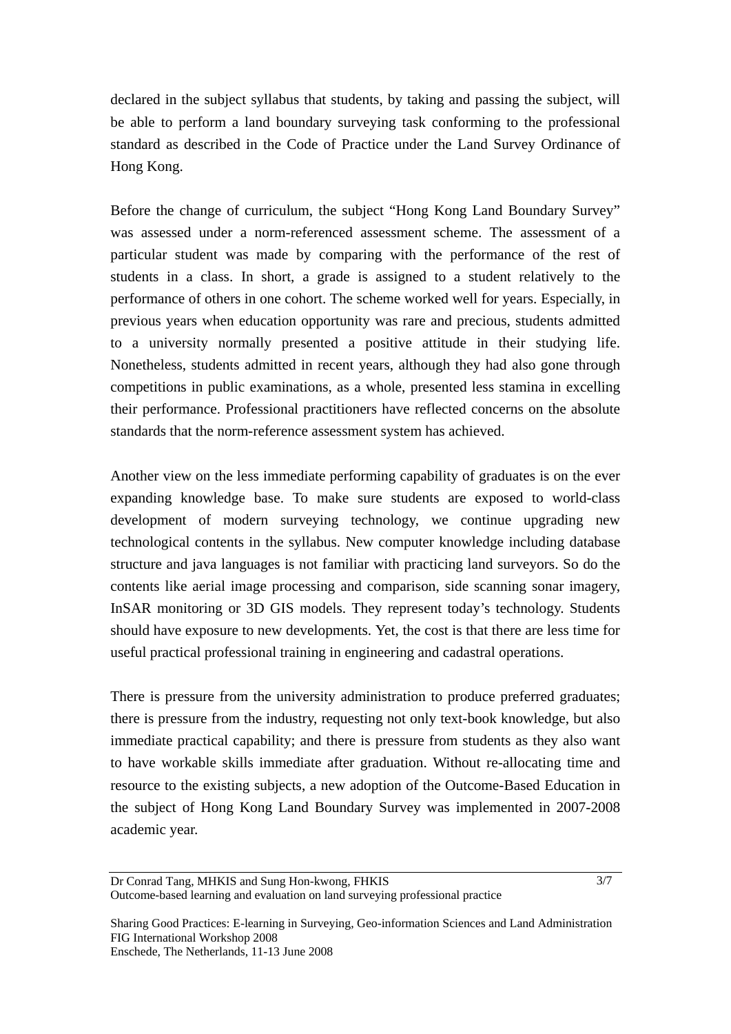declared in the subject syllabus that students, by taking and passing the subject, will be able to perform a land boundary surveying task conforming to the professional standard as described in the Code of Practice under the Land Survey Ordinance of Hong Kong.

Before the change of curriculum, the subject "Hong Kong Land Boundary Survey" was assessed under a norm-referenced assessment scheme. The assessment of a particular student was made by comparing with the performance of the rest of students in a class. In short, a grade is assigned to a student relatively to the performance of others in one cohort. The scheme worked well for years. Especially, in previous years when education opportunity was rare and precious, students admitted to a university normally presented a positive attitude in their studying life. Nonetheless, students admitted in recent years, although they had also gone through competitions in public examinations, as a whole, presented less stamina in excelling their performance. Professional practitioners have reflected concerns on the absolute standards that the norm-reference assessment system has achieved.

Another view on the less immediate performing capability of graduates is on the ever expanding knowledge base. To make sure students are exposed to world-class development of modern surveying technology, we continue upgrading new technological contents in the syllabus. New computer knowledge including database structure and java languages is not familiar with practicing land surveyors. So do the contents like aerial image processing and comparison, side scanning sonar imagery, InSAR monitoring or 3D GIS models. They represent today's technology. Students should have exposure to new developments. Yet, the cost is that there are less time for useful practical professional training in engineering and cadastral operations.

There is pressure from the university administration to produce preferred graduates; there is pressure from the industry, requesting not only text-book knowledge, but also immediate practical capability; and there is pressure from students as they also want to have workable skills immediate after graduation. Without re-allocating time and resource to the existing subjects, a new adoption of the Outcome-Based Education in the subject of Hong Kong Land Boundary Survey was implemented in 2007-2008 academic year.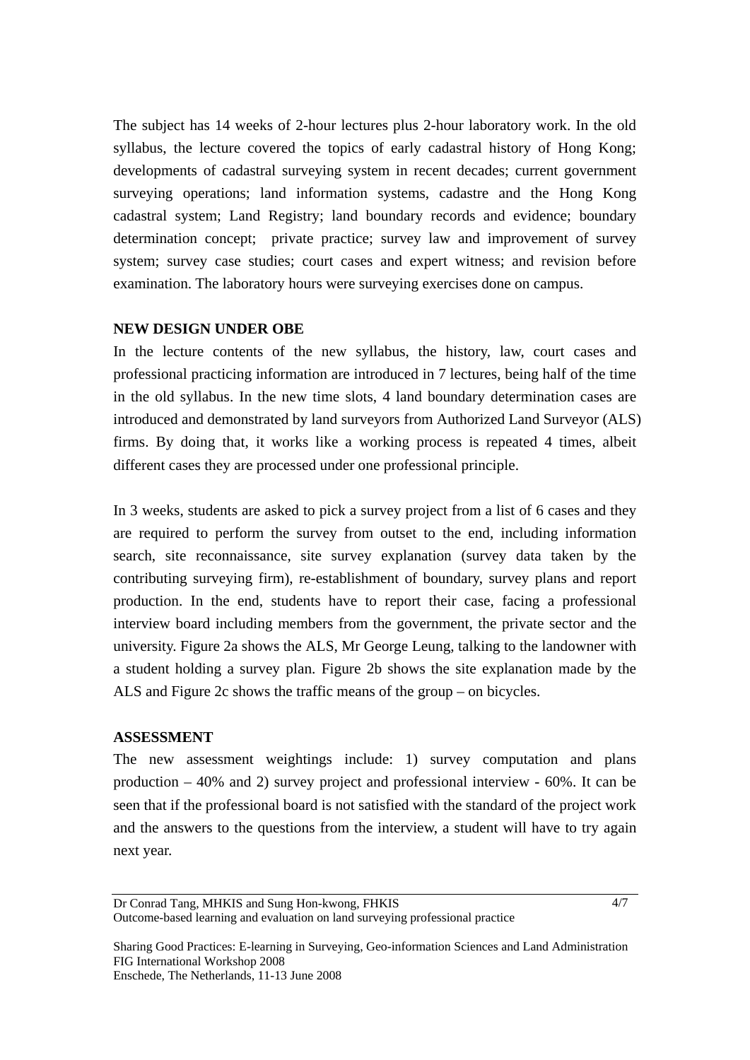The subject has 14 weeks of 2-hour lectures plus 2-hour laboratory work. In the old syllabus, the lecture covered the topics of early cadastral history of Hong Kong; developments of cadastral surveying system in recent decades; current government surveying operations; land information systems, cadastre and the Hong Kong cadastral system; Land Registry; land boundary records and evidence; boundary determination concept; private practice; survey law and improvement of survey system; survey case studies; court cases and expert witness; and revision before examination. The laboratory hours were surveying exercises done on campus.

## NEW DESIGN UNDER OBE

In the lecture contents of the new syllabus, the history, law, court cases and professional practicing information are introduced in 7 lectures, being half of the time in the old syllabus. In the new time slots, 4 land boundary determination cases are introduced and demonstrated by land surveyors from Authorized Land Surveyor (ALS) firms. By doing that, it works like a working process is repeated 4 times, albeit different cases they are processed under one professional principle.

In 3 weeks, students are asked to pick a survey project from a list of 6 cases and they are required to perform the survey from outset to the end, including information search, site reconnaissance, site survey explanation (survey data taken by the contributing surveying firm), re-establishment of boundary, survey plans and report production. In the end, students have to report their case, facing a professional interview board including members from the government, the private sector and the university. Figure 2a shows the ALS, Mr George Leung, talking to the landowner with a student holding a survey plan. Figure 2b shows the site explanation made by the ALS and Figure 2c shows the traffic means of the group – on bicycles.

## ASSESSMENT

The new assessment weightings include: 1) survey computation and plans production – 40% and 2) survey project and professional interview - 60%. It can be seen that if the professional board is not satisfied with the standard of the project work and the answers to the questions from the interview, a student will have to try again next year.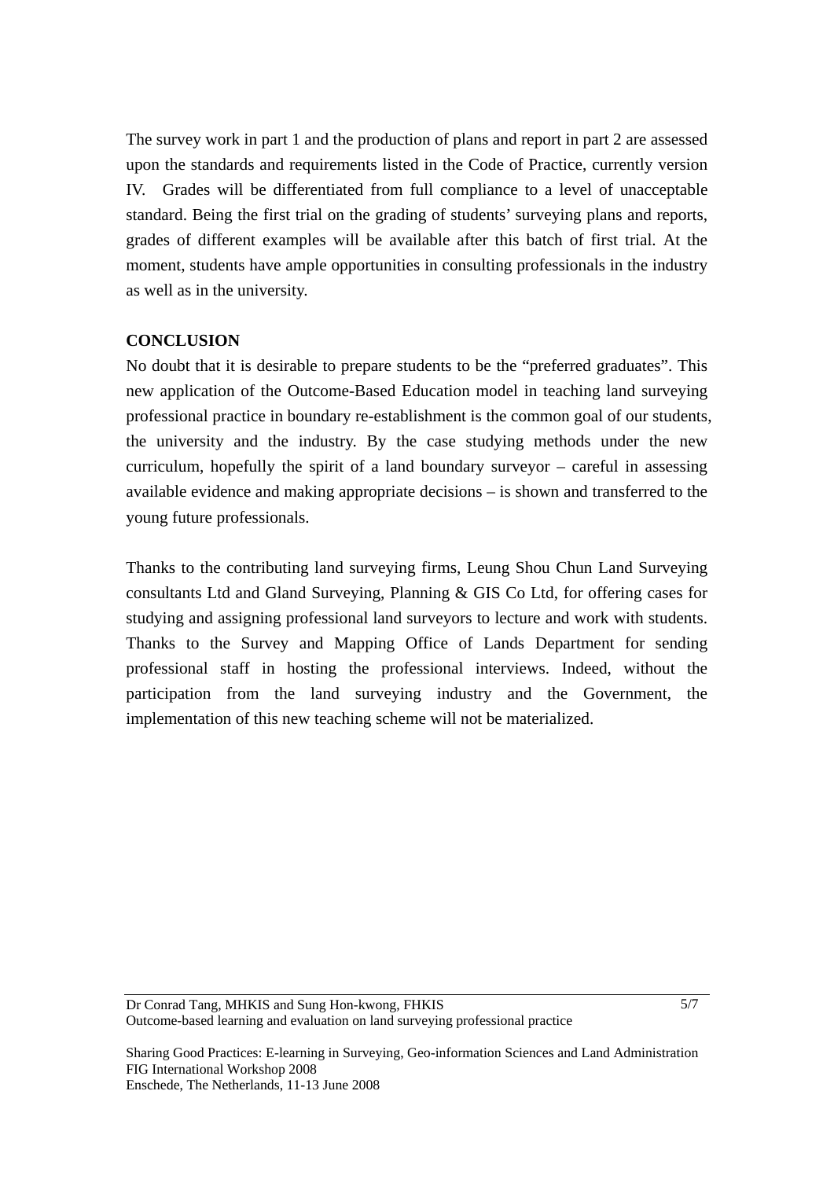The survey work in part 1 and the production of plans and report in part 2 are assessed upon the standards and requirements listed in the Code of Practice, currently version IV. Grades will be differentiated from full compliance to a level of unacceptable standard. Being the first trial on the grading of students' surveying plans and reports, grades of different examples will be available after this batch of first trial. At the moment, students have ample opportunities in consulting professionals in the industry as well as in the university.

**CONCLUSION**

No doubt that it is desirable to prepare students to be the "preferred graduates". This new application of the Outcome-Based Education model in teaching land surveying professional practice in boundary re-establishment is the common goal of our students, the university and the industry. By the case studying methods under the new curriculum, hopefully the spirit of a land boundary surveyor – careful in assessing available evidence and making appropriate decisions – is shown and transferred to the young future professionals.

Thanks to the contributing land surveying firms, Leung Shou Chun Land Surveying consultants Ltd and Gland Surveying, Planning & GIS Co Ltd, for offering cases for studying and assigning professional land surveyors to lecture and work with students. Thanks to the Survey and Mapping Office of Lands Department for sending professional staff in hosting the professional interviews. Indeed, without the participation from the land surveying industry and the Government, the implementation of this new teaching scheme will not be materialized.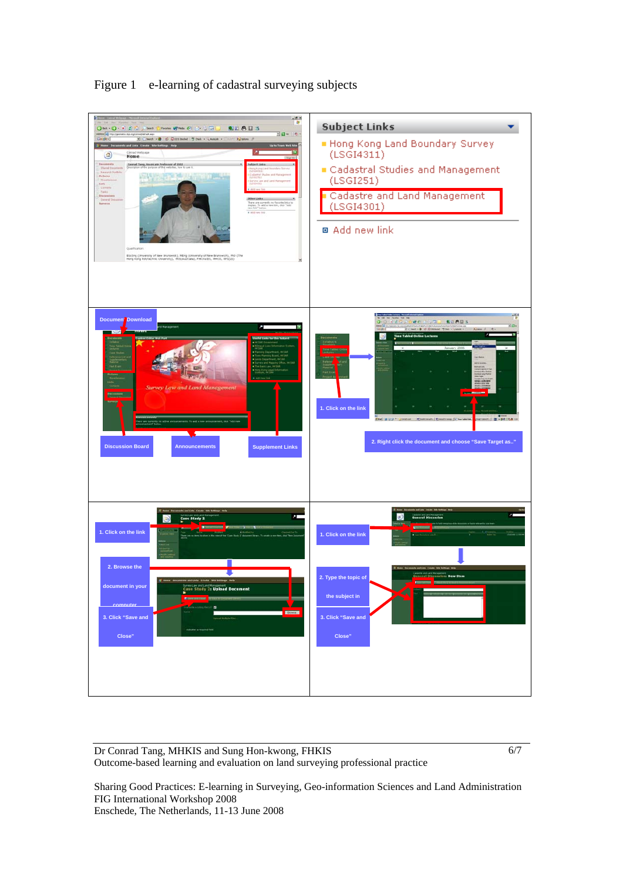Figure 1 e-learning of cadastral surveying subjects

| | |
|---|---|
| Subject Links: Hong Kong Land Boundary Survey (LSGI4311); Cadastral Studies and Management (LSGI251); Cadastre and Land Management (LSGI4301); Add new link | |
| Document Download; Discussion Board; Announcements; Supplement Links | 1. Click on the link; 2. Right click the document and choose "Save Target as.." |
| 1. Click on the link; 2. Browse the document in your computer; 3. Click "Save and Close" | 1. Click on the link; 2. Type the topic of the subject in; 3. Click "Save and Close" |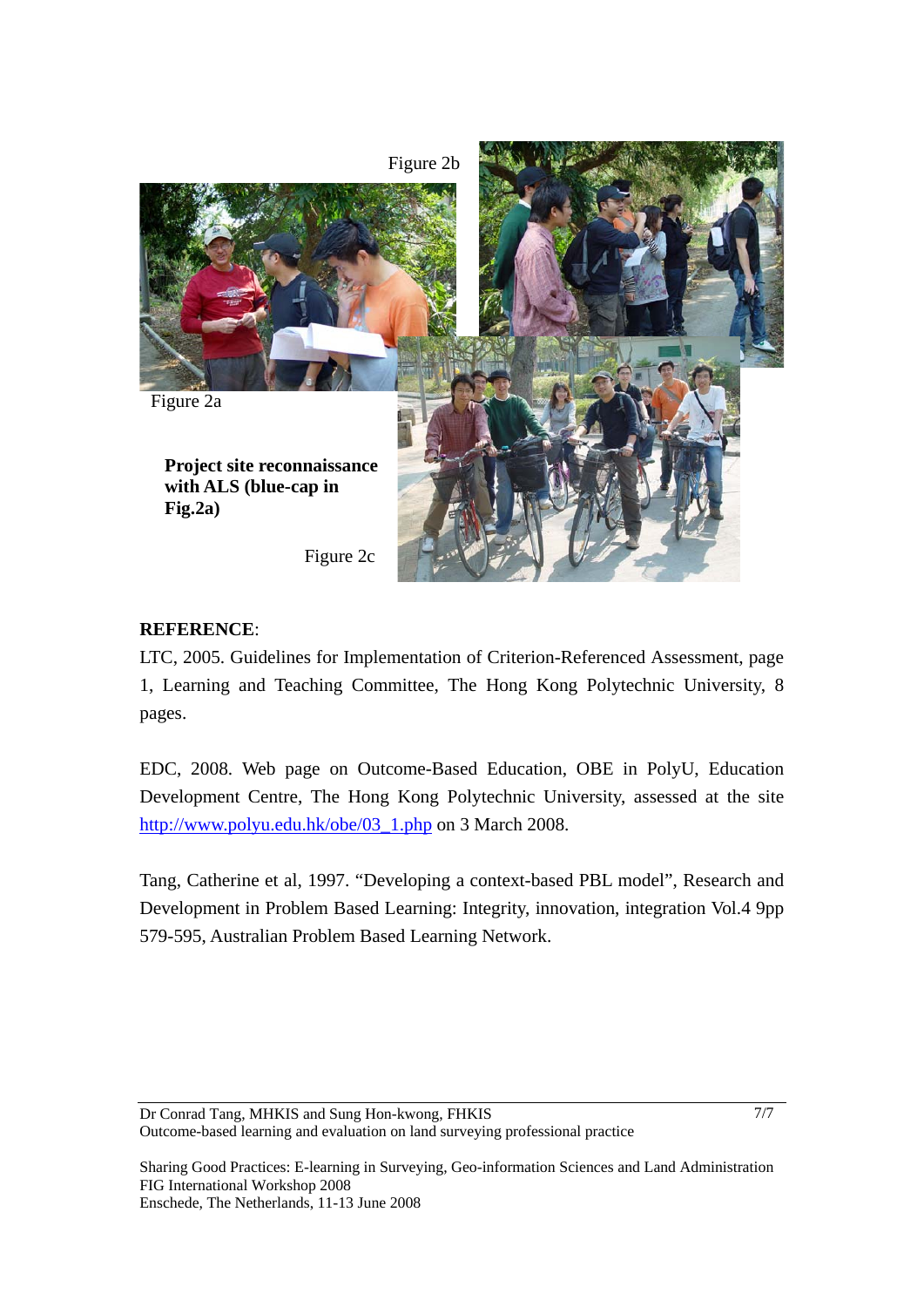Figure 2b

Figure 2a

**Project site reconnaissance with ALS (blue-cap in Fig.2a)**

Figure 2c

**REFERENCE**:

LTC, 2005. Guidelines for Implementation of Criterion-Referenced Assessment, page 1, Learning and Teaching Committee, The Hong Kong Polytechnic University, 8 pages.

EDC, 2008. Web page on Outcome-Based Education, OBE in PolyU, Education Development Centre, The Hong Kong Polytechnic University, assessed at the site http://www.polyu.edu.hk/obe/03_1.php on 3 March 2008.

Tang, Catherine et al, 1997. "Developing a context-based PBL model", Research and Development in Problem Based Learning: Integrity, innovation, integration Vol.4 9pp 579-595, Australian Problem Based Learning Network.